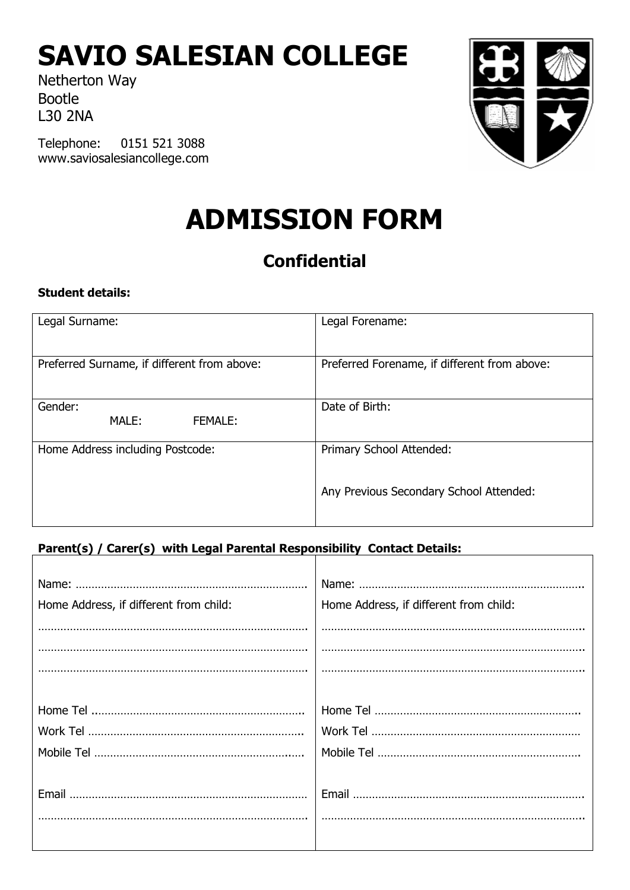# SAVIO SALESIAN COLLEGE

Netherton Way
Bootle
L30 2NA

Telephone: 0151 521 3088
www.saviosalesiancollege.com

# ADMISSION FORM

## Confidential

**Student details:**

| Legal Surname: | Legal Forename: |
|---|---|
| Preferred Surname, if different from above: | Preferred Forename, if different from above: |
| Gender: MALE: FEMALE: | Date of Birth: |
| Home Address including Postcode: | Primary School Attended:<br><br>Any Previous Secondary School Attended: |

**Parent(s) / Carer(s) with Legal Parental Responsibility Contact Details:**

| | |
|---|---|
| Name: ………………………………………………………………<br>Home Address, if different from child:<br>…………………………………………………………………………<br>…………………………………………………………………………<br>…………………………………………………………………………<br><br>Home Tel ………………………………………………………….<br>Work Tel ……………………………………………………………<br>Mobile Tel …………………………………………………………<br><br>Email ………………………………………………………………<br>………………………………………………………………………… | Name: ……………………………………………………………..<br>Home Address, if different from child:<br>………………………………………………………………………..<br>………………………………………………………………………..<br>………………………………………………………………………..<br><br>Home Tel ………………………………………………………..<br>Work Tel ………………………………………………………<br>Mobile Tel ……………………………………………………….<br><br>Email ……………………………………………………………….<br>……………………………………………………………………….. |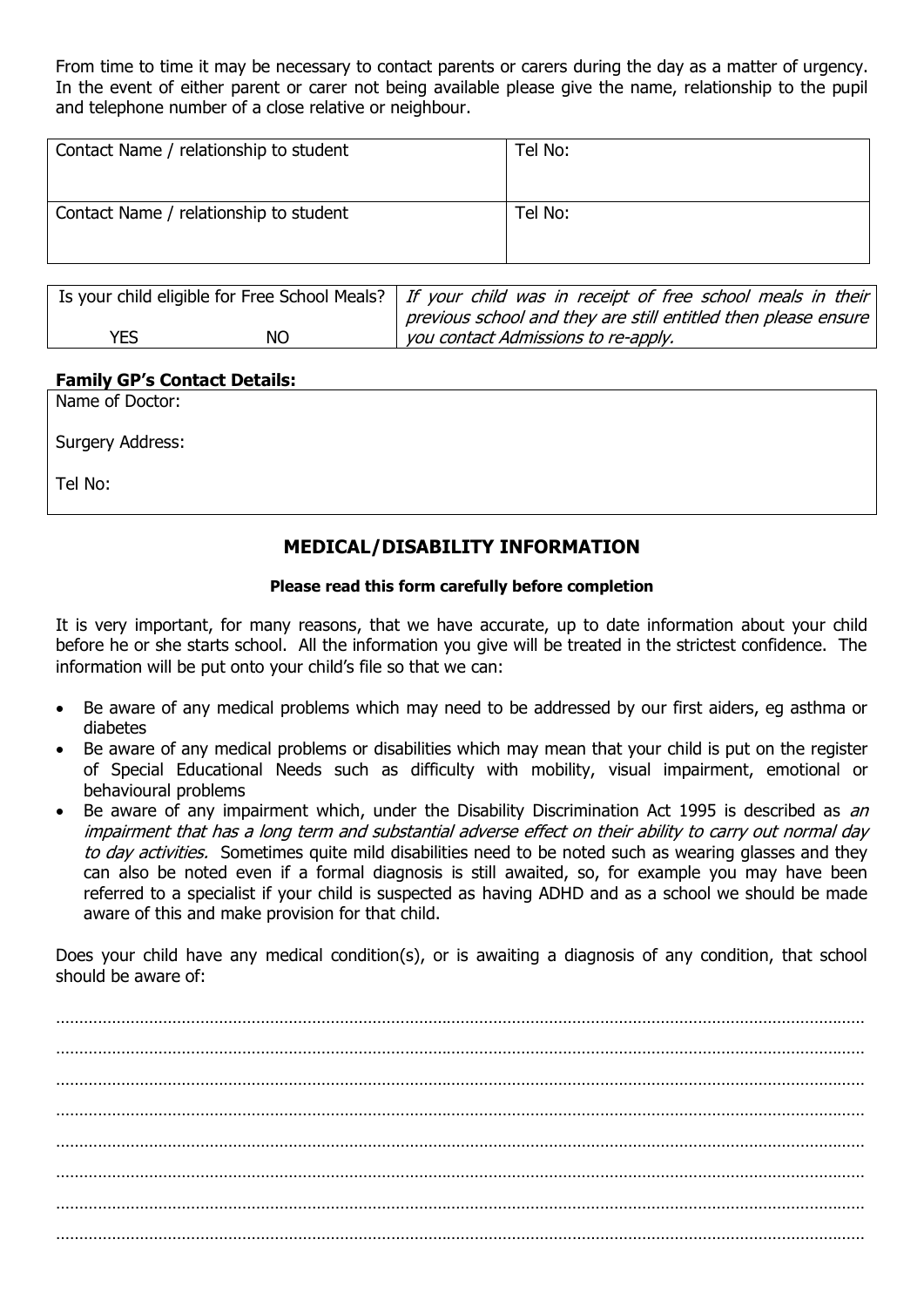From time to time it may be necessary to contact parents or carers during the day as a matter of urgency. In the event of either parent or carer not being available please give the name, relationship to the pupil and telephone number of a close relative or neighbour.

| Contact Name / relationship to student | Tel No: |
|---|---|
| Contact Name / relationship to student | Tel No: |

| Is your child eligible for Free School Meals? | | *If your child was in receipt of free school meals in their previous school and they are still entitled then please ensure you contact Admissions to re-apply.* |
|---|---|---|
| YES | NO | |

**Family GP's Contact Details:**

Name of Doctor:

Surgery Address:

Tel No:

## MEDICAL/DISABILITY INFORMATION

**Please read this form carefully before completion**

It is very important, for many reasons, that we have accurate, up to date information about your child before he or she starts school. All the information you give will be treated in the strictest confidence. The information will be put onto your child's file so that we can:

- Be aware of any medical problems which may need to be addressed by our first aiders, eg asthma or diabetes
- Be aware of any medical problems or disabilities which may mean that your child is put on the register of Special Educational Needs such as difficulty with mobility, visual impairment, emotional or behavioural problems
- Be aware of any impairment which, under the Disability Discrimination Act 1995 is described as *an impairment that has a long term and substantial adverse effect on their ability to carry out normal day to day activities.* Sometimes quite mild disabilities need to be noted such as wearing glasses and they can also be noted even if a formal diagnosis is still awaited, so, for example you may have been referred to a specialist if your child is suspected as having ADHD and as a school we should be made aware of this and make provision for that child.

Does your child have any medical condition(s), or is awaiting a diagnosis of any condition, that school should be aware of:

…………………………………………………………………………………………………………………………………………………

…………………………………………………………………………………………………………………………………………………

…………………………………………………………………………………………………………………………………………………

…………………………………………………………………………………………………………………………………………………

…………………………………………………………………………………………………………………………………………………

…………………………………………………………………………………………………………………………………………………

…………………………………………………………………………………………………………………………………………………

…………………………………………………………………………………………………………………………………………………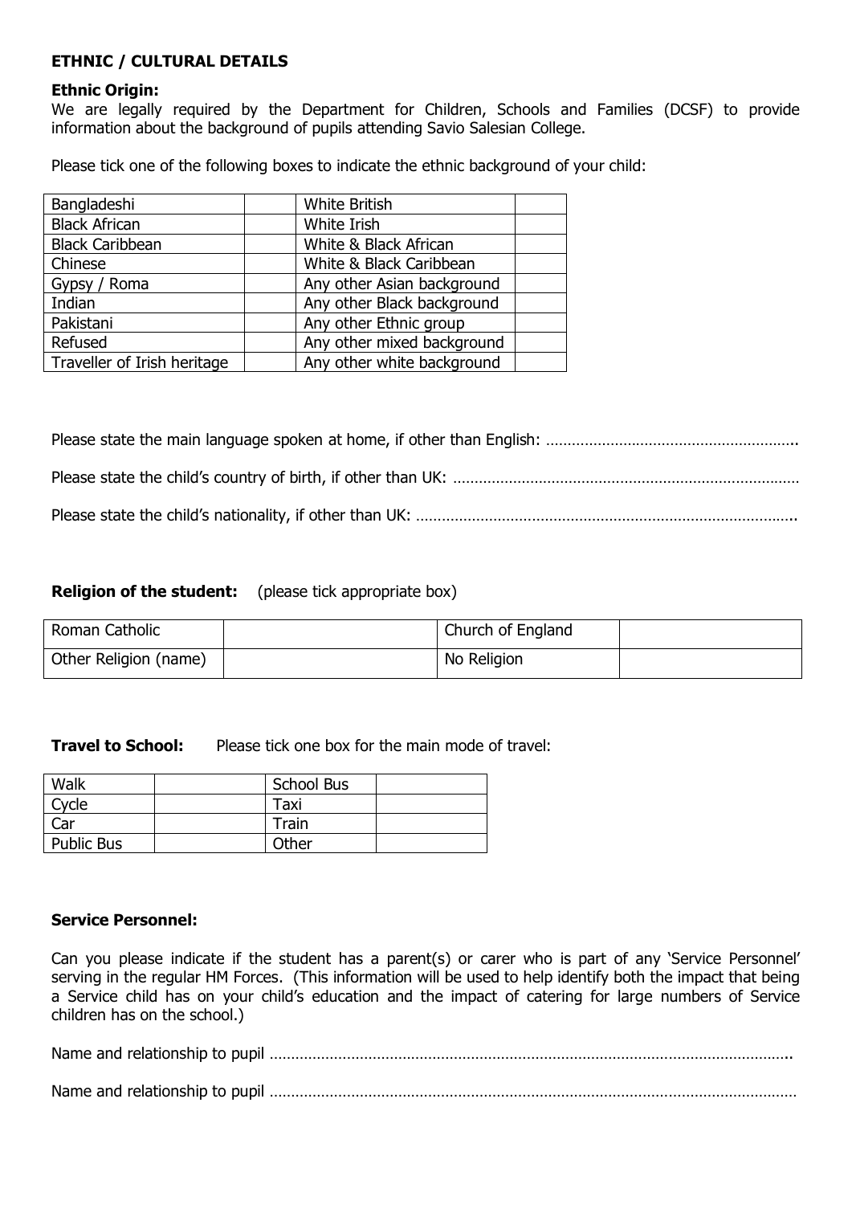## ETHNIC / CULTURAL DETAILS

### Ethnic Origin:

We are legally required by the Department for Children, Schools and Families (DCSF) to provide information about the background of pupils attending Savio Salesian College.

Please tick one of the following boxes to indicate the ethnic background of your child:

| | | | |
|---|---|---|---|
| Bangladeshi | | White British | |
| Black African | | White Irish | |
| Black Caribbean | | White & Black African | |
| Chinese | | White & Black Caribbean | |
| Gypsy / Roma | | Any other Asian background | |
| Indian | | Any other Black background | |
| Pakistani | | Any other Ethnic group | |
| Refused | | Any other mixed background | |
| Traveller of Irish heritage | | Any other white background | |

Please state the main language spoken at home, if other than English: …………………………………………………..

Please state the child's country of birth, if other than UK: ………………………………………………………………………

Please state the child's nationality, if other than UK: ……………………………………………………………………………..

**Religion of the student:** (please tick appropriate box)

| | | | |
|---|---|---|---|
| Roman Catholic | | Church of England | |
| Other Religion (name) | | No Religion | |

**Travel to School:** Please tick one box for the main mode of travel:

| | | | |
|---|---|---|---|
| Walk | | School Bus | |
| Cycle | | Taxi | |
| Car | | Train | |
| Public Bus | | Other | |

**Service Personnel:**

Can you please indicate if the student has a parent(s) or carer who is part of any 'Service Personnel' serving in the regular HM Forces. (This information will be used to help identify both the impact that being a Service child has on your child's education and the impact of catering for large numbers of Service children has on the school.)

Name and relationship to pupil ……………………………………………………………………………………………………..

Name and relationship to pupil ………………………………………………………………………………………………………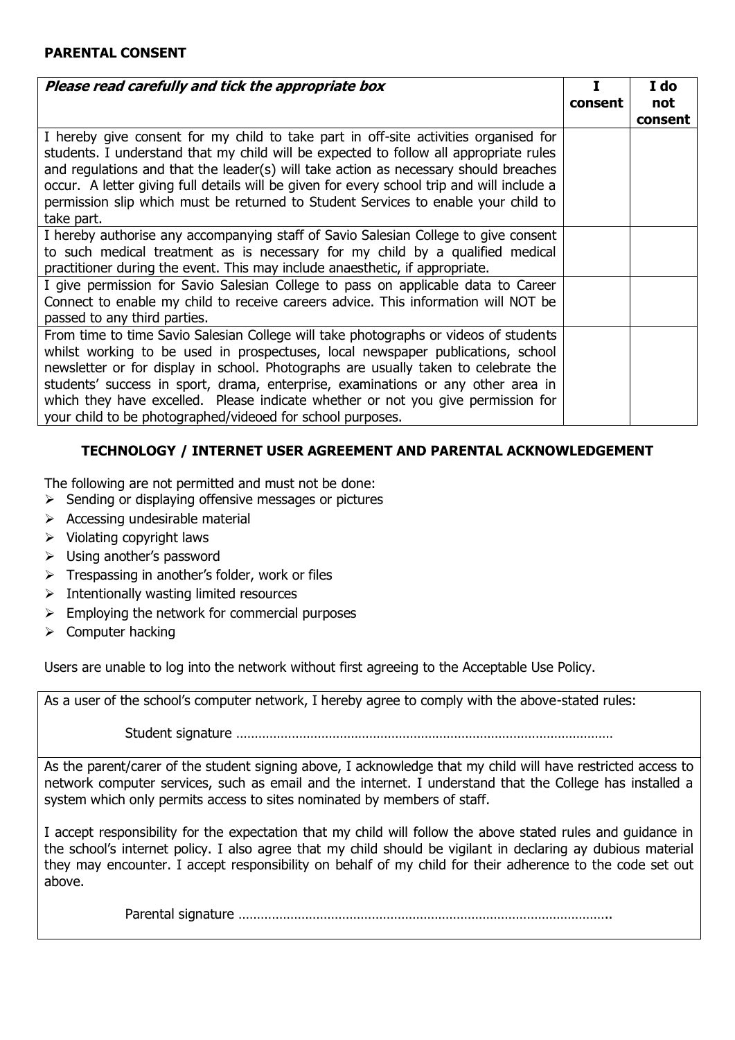**PARENTAL CONSENT**

| ***Please read carefully and tick the appropriate box*** | **I consent** | **I do not consent** |
|---|---|---|
| I hereby give consent for my child to take part in off-site activities organised for students. I understand that my child will be expected to follow all appropriate rules and regulations and that the leader(s) will take action as necessary should breaches occur. A letter giving full details will be given for every school trip and will include a permission slip which must be returned to Student Services to enable your child to take part. | | |
| I hereby authorise any accompanying staff of Savio Salesian College to give consent to such medical treatment as is necessary for my child by a qualified medical practitioner during the event. This may include anaesthetic, if appropriate. | | |
| I give permission for Savio Salesian College to pass on applicable data to Career Connect to enable my child to receive careers advice. This information will NOT be passed to any third parties. | | |
| From time to time Savio Salesian College will take photographs or videos of students whilst working to be used in prospectuses, local newspaper publications, school newsletter or for display in school. Photographs are usually taken to celebrate the students' success in sport, drama, enterprise, examinations or any other area in which they have excelled. Please indicate whether or not you give permission for your child to be photographed/videoed for school purposes. | | |

**TECHNOLOGY / INTERNET USER AGREEMENT AND PARENTAL ACKNOWLEDGEMENT**

The following are not permitted and must not be done:

- Sending or displaying offensive messages or pictures
- Accessing undesirable material
- Violating copyright laws
- Using another's password
- Trespassing in another's folder, work or files
- Intentionally wasting limited resources
- Employing the network for commercial purposes
- Computer hacking

Users are unable to log into the network without first agreeing to the Acceptable Use Policy.

As a user of the school's computer network, I hereby agree to comply with the above-stated rules:

Student signature …………………………………………………………………………………………

As the parent/carer of the student signing above, I acknowledge that my child will have restricted access to network computer services, such as email and the internet. I understand that the College has installed a system which only permits access to sites nominated by members of staff.

I accept responsibility for the expectation that my child will follow the above stated rules and guidance in the school's internet policy. I also agree that my child should be vigilant in declaring ay dubious material they may encounter. I accept responsibility on behalf of my child for their adherence to the code set out above.

Parental signature ………………………………………………………………………………………..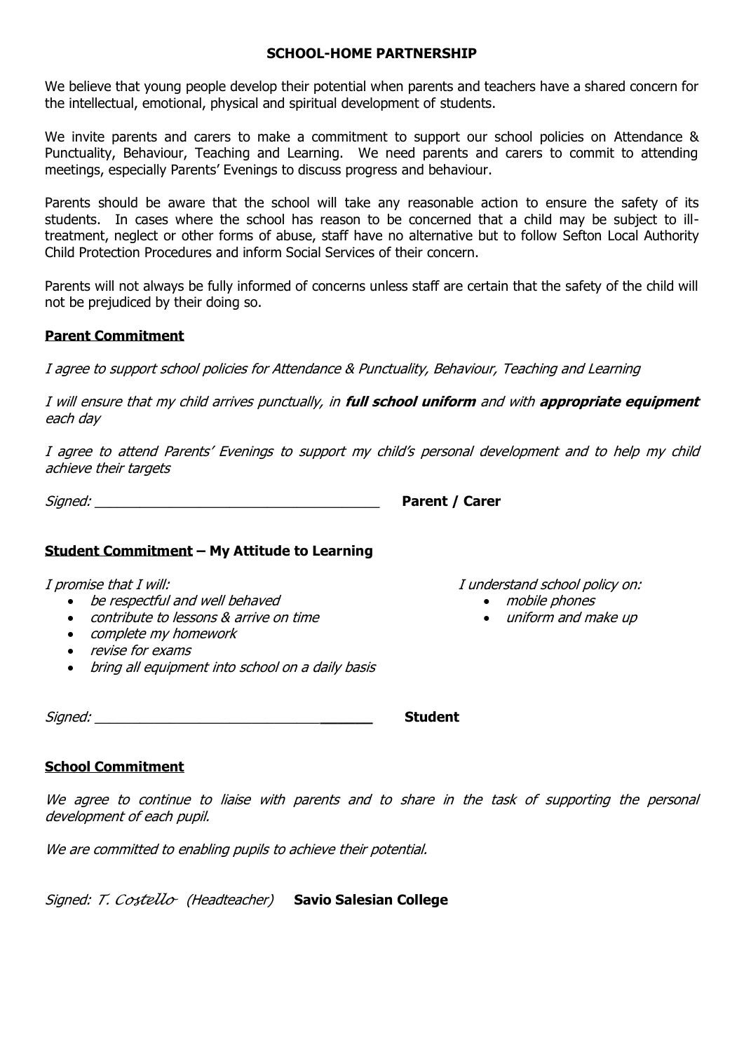# SCHOOL-HOME PARTNERSHIP

We believe that young people develop their potential when parents and teachers have a shared concern for the intellectual, emotional, physical and spiritual development of students.

We invite parents and carers to make a commitment to support our school policies on Attendance & Punctuality, Behaviour, Teaching and Learning. We need parents and carers to commit to attending meetings, especially Parents' Evenings to discuss progress and behaviour.

Parents should be aware that the school will take any reasonable action to ensure the safety of its students. In cases where the school has reason to be concerned that a child may be subject to ill-treatment, neglect or other forms of abuse, staff have no alternative but to follow Sefton Local Authority Child Protection Procedures and inform Social Services of their concern.

Parents will not always be fully informed of concerns unless staff are certain that the safety of the child will not be prejudiced by their doing so.

## Parent Commitment

*I agree to support school policies for Attendance & Punctuality, Behaviour, Teaching and Learning*

*I will ensure that my child arrives punctually, in **full school uniform** and with **appropriate equipment** each day*

*I agree to attend Parents' Evenings to support my child's personal development and to help my child achieve their targets*

*Signed:* ____________________________________ **Parent / Carer**

## Student Commitment – My Attitude to Learning

*I promise that I will:*

- *be respectful and well behaved*
- *contribute to lessons & arrive on time*
- *complete my homework*
- *revise for exams*
- *bring all equipment into school on a daily basis*

*I understand school policy on:*

- *mobile phones*
- *uniform and make up*

*Signed:* ____________________________________ **Student**

## School Commitment

*We agree to continue to liaise with parents and to share in the task of supporting the personal development of each pupil.*

*We are committed to enabling pupils to achieve their potential.*

*Signed: T. Costello (Headteacher)* **Savio Salesian College**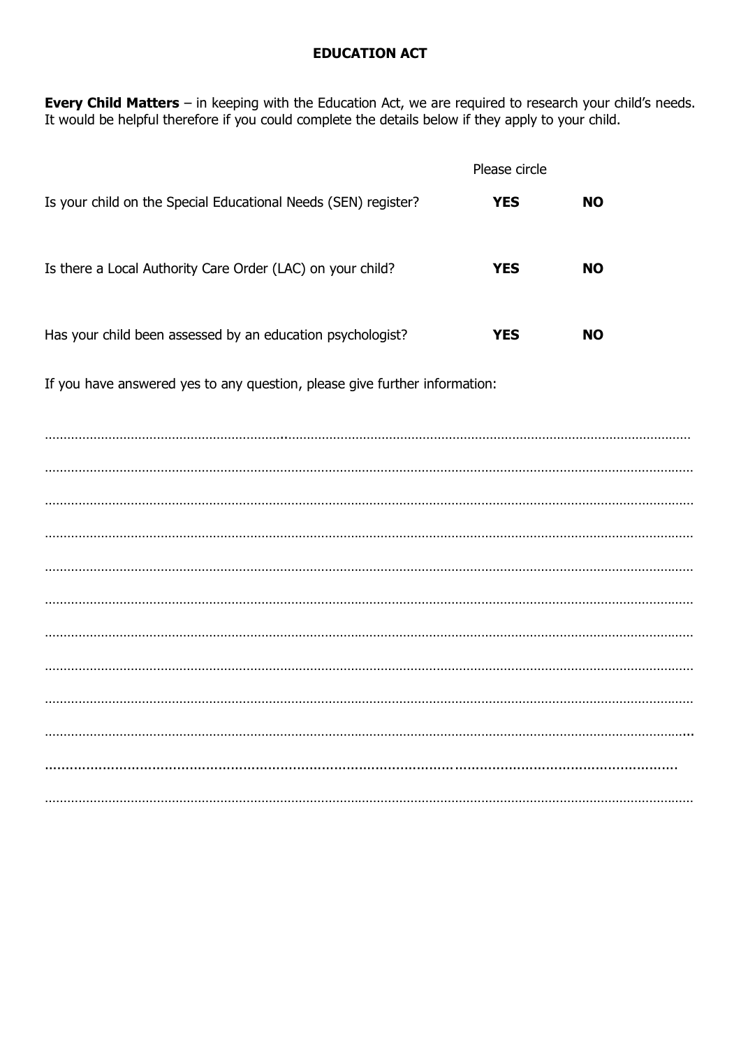# EDUCATION ACT

**Every Child Matters** – in keeping with the Education Act, we are required to research your child's needs. It would be helpful therefore if you could complete the details below if they apply to your child.

| | Please circle | |
|---|---|---|
| Is your child on the Special Educational Needs (SEN) register? | **YES** | **NO** |
| Is there a Local Authority Care Order (LAC) on your child? | **YES** | **NO** |
| Has your child been assessed by an education psychologist? | **YES** | **NO** |

If you have answered yes to any question, please give further information:

……………………………………………………………………………………………………………………………………………

……………………………………………………………………………………………………………………………………………

……………………………………………………………………………………………………………………………………………

……………………………………………………………………………………………………………………………………………

……………………………………………………………………………………………………………………………………………

……………………………………………………………………………………………………………………………………………

……………………………………………………………………………………………………………………………………………

……………………………………………………………………………………………………………………………………………

……………………………………………………………………………………………………………………………………………

……………………………………………………………………………………………………………………………………………

……………………………………………………………………………………………………………………………………………

……………………………………………………………………………………………………………………………………………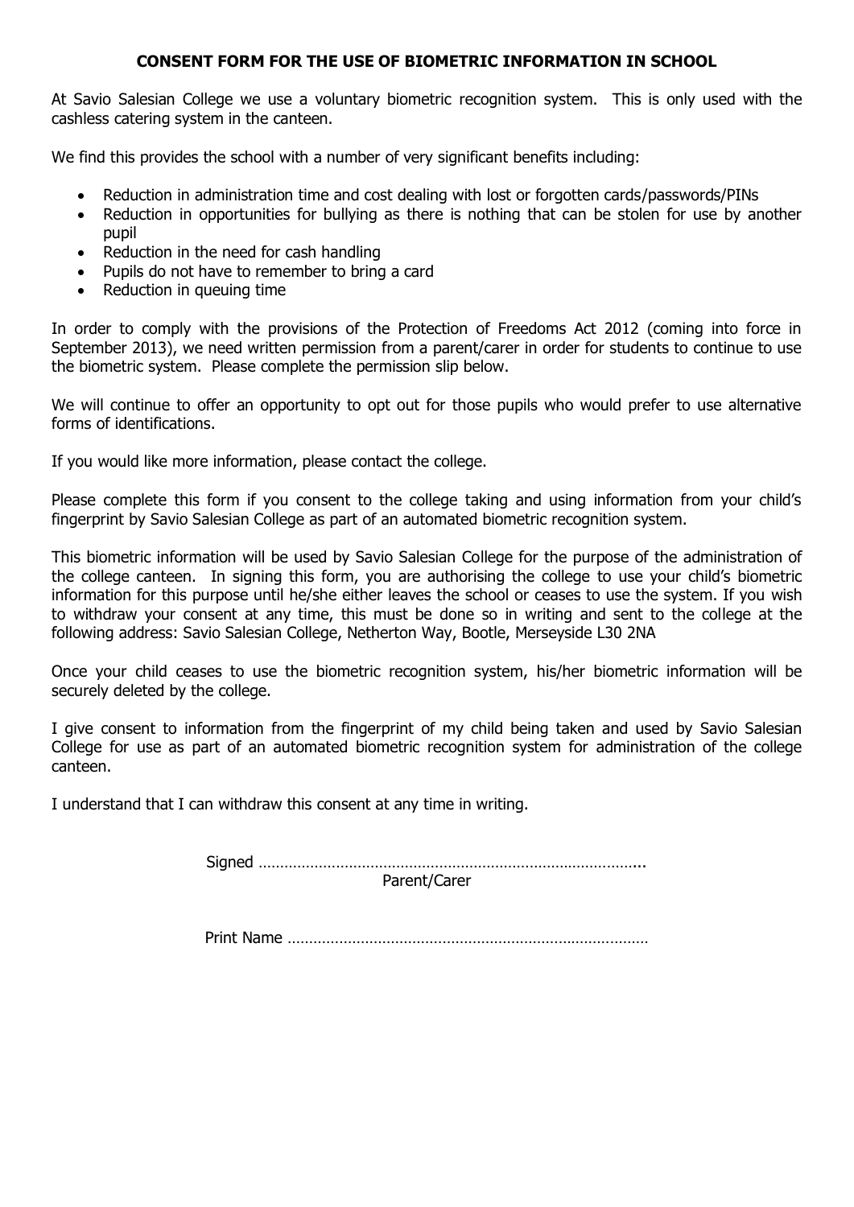**CONSENT FORM FOR THE USE OF BIOMETRIC INFORMATION IN SCHOOL**

At Savio Salesian College we use a voluntary biometric recognition system. This is only used with the cashless catering system in the canteen.

We find this provides the school with a number of very significant benefits including:

- Reduction in administration time and cost dealing with lost or forgotten cards/passwords/PINs
- Reduction in opportunities for bullying as there is nothing that can be stolen for use by another pupil
- Reduction in the need for cash handling
- Pupils do not have to remember to bring a card
- Reduction in queuing time

In order to comply with the provisions of the Protection of Freedoms Act 2012 (coming into force in September 2013), we need written permission from a parent/carer in order for students to continue to use the biometric system. Please complete the permission slip below.

We will continue to offer an opportunity to opt out for those pupils who would prefer to use alternative forms of identifications.

If you would like more information, please contact the college.

Please complete this form if you consent to the college taking and using information from your child's fingerprint by Savio Salesian College as part of an automated biometric recognition system.

This biometric information will be used by Savio Salesian College for the purpose of the administration of the college canteen. In signing this form, you are authorising the college to use your child's biometric information for this purpose until he/she either leaves the school or ceases to use the system. If you wish to withdraw your consent at any time, this must be done so in writing and sent to the college at the following address: Savio Salesian College, Netherton Way, Bootle, Merseyside L30 2NA

Once your child ceases to use the biometric recognition system, his/her biometric information will be securely deleted by the college.

I give consent to information from the fingerprint of my child being taken and used by Savio Salesian College for use as part of an automated biometric recognition system for administration of the college canteen.

I understand that I can withdraw this consent at any time in writing.

Signed ……………………………………………………………………………...
Parent/Carer

Print Name …………………………………………………………………………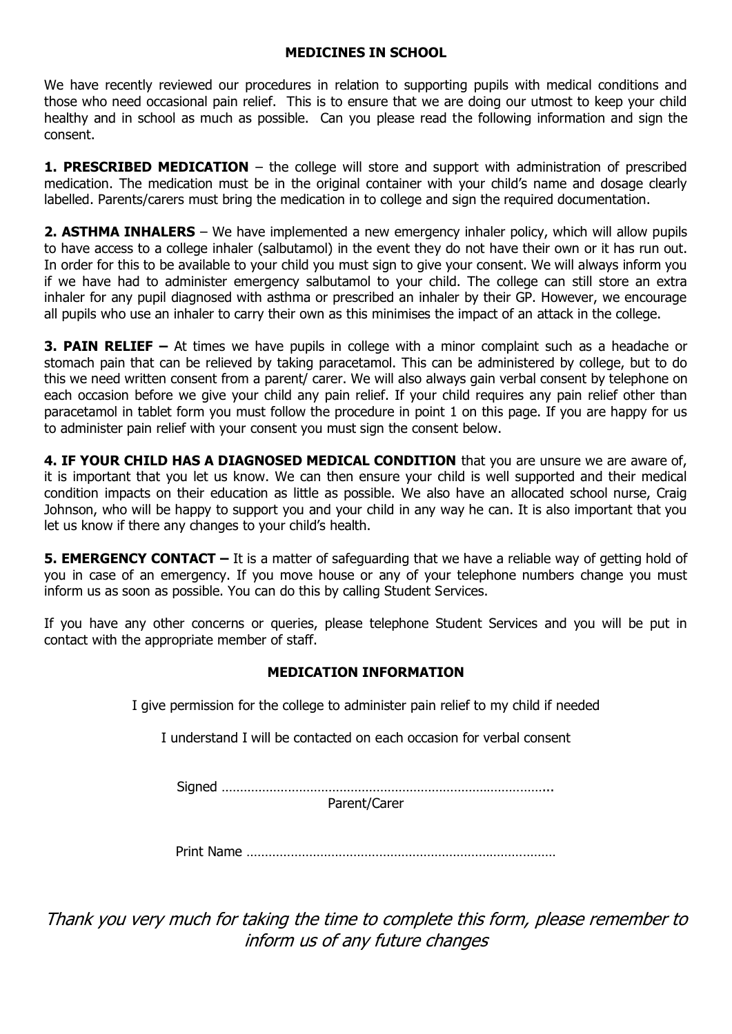## MEDICINES IN SCHOOL

We have recently reviewed our procedures in relation to supporting pupils with medical conditions and those who need occasional pain relief. This is to ensure that we are doing our utmost to keep your child healthy and in school as much as possible. Can you please read the following information and sign the consent.

**1. PRESCRIBED MEDICATION** – the college will store and support with administration of prescribed medication. The medication must be in the original container with your child's name and dosage clearly labelled. Parents/carers must bring the medication in to college and sign the required documentation.

**2. ASTHMA INHALERS** – We have implemented a new emergency inhaler policy, which will allow pupils to have access to a college inhaler (salbutamol) in the event they do not have their own or it has run out. In order for this to be available to your child you must sign to give your consent. We will always inform you if we have had to administer emergency salbutamol to your child. The college can still store an extra inhaler for any pupil diagnosed with asthma or prescribed an inhaler by their GP. However, we encourage all pupils who use an inhaler to carry their own as this minimises the impact of an attack in the college.

**3. PAIN RELIEF –** At times we have pupils in college with a minor complaint such as a headache or stomach pain that can be relieved by taking paracetamol. This can be administered by college, but to do this we need written consent from a parent/ carer. We will also always gain verbal consent by telephone on each occasion before we give your child any pain relief. If your child requires any pain relief other than paracetamol in tablet form you must follow the procedure in point 1 on this page. If you are happy for us to administer pain relief with your consent you must sign the consent below.

**4. IF YOUR CHILD HAS A DIAGNOSED MEDICAL CONDITION** that you are unsure we are aware of, it is important that you let us know. We can then ensure your child is well supported and their medical condition impacts on their education as little as possible. We also have an allocated school nurse, Craig Johnson, who will be happy to support you and your child in any way he can. It is also important that you let us know if there any changes to your child's health.

**5. EMERGENCY CONTACT –** It is a matter of safeguarding that we have a reliable way of getting hold of you in case of an emergency. If you move house or any of your telephone numbers change you must inform us as soon as possible. You can do this by calling Student Services.

If you have any other concerns or queries, please telephone Student Services and you will be put in contact with the appropriate member of staff.

## MEDICATION INFORMATION

I give permission for the college to administer pain relief to my child if needed

I understand I will be contacted on each occasion for verbal consent

Signed ……………………………………………………………………………...
Parent/Carer

Print Name …………………………………………………………………………

*Thank you very much for taking the time to complete this form, please remember to inform us of any future changes*